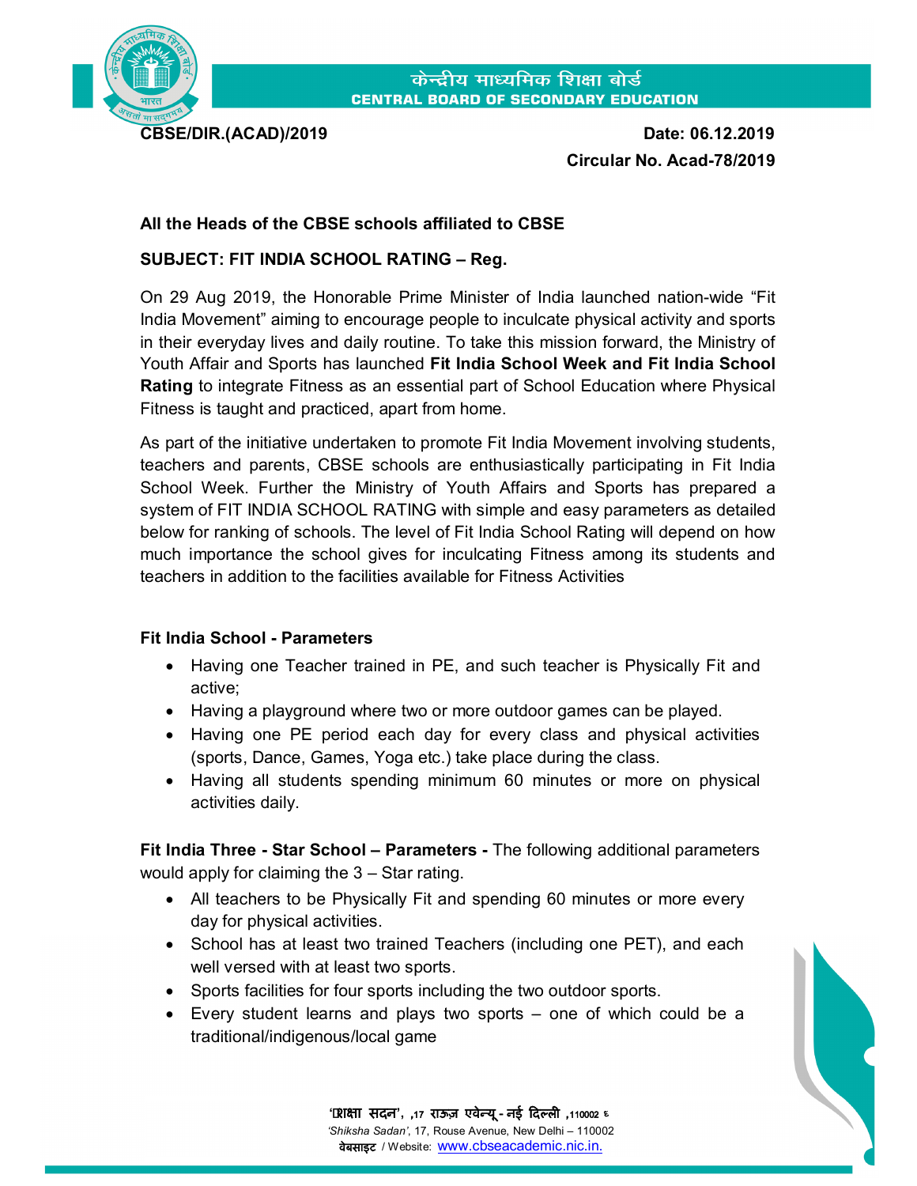केन्द्रीय माध्यमिक शिक्षा बोर्ड
**CENTRAL BOARD OF SECONDARY EDUCATION**

**CBSE/DIR.(ACAD)/2019**

**Date: 06.12.2019**

**Circular No. Acad-78/2019**

**All the Heads of the CBSE schools affiliated to CBSE**

**SUBJECT: FIT INDIA SCHOOL RATING – Reg.**

On 29 Aug 2019, the Honorable Prime Minister of India launched nation-wide "Fit India Movement" aiming to encourage people to inculcate physical activity and sports in their everyday lives and daily routine. To take this mission forward, the Ministry of Youth Affair and Sports has launched **Fit India School Week and Fit India School Rating** to integrate Fitness as an essential part of School Education where Physical Fitness is taught and practiced, apart from home.

As part of the initiative undertaken to promote Fit India Movement involving students, teachers and parents, CBSE schools are enthusiastically participating in Fit India School Week. Further the Ministry of Youth Affairs and Sports has prepared a system of FIT INDIA SCHOOL RATING with simple and easy parameters as detailed below for ranking of schools. The level of Fit India School Rating will depend on how much importance the school gives for inculcating Fitness among its students and teachers in addition to the facilities available for Fitness Activities

**Fit India School - Parameters**

- Having one Teacher trained in PE, and such teacher is Physically Fit and active;
- Having a playground where two or more outdoor games can be played.
- Having one PE period each day for every class and physical activities (sports, Dance, Games, Yoga etc.) take place during the class.
- Having all students spending minimum 60 minutes or more on physical activities daily.

**Fit India Three - Star School – Parameters -** The following additional parameters would apply for claiming the 3 – Star rating.

- All teachers to be Physically Fit and spending 60 minutes or more every day for physical activities.
- School has at least two trained Teachers (including one PET), and each well versed with at least two sports.
- Sports facilities for four sports including the two outdoor sports.
- Every student learns and plays two sports – one of which could be a traditional/indigenous/local game

'शिक्षा सदन', 17 राऊज़ एवेन्यू - नई दिल्ली 110002
*'Shiksha Sadan'*, 17, Rouse Avenue, New Delhi – 110002
वेबसाइट / Website: www.cbseacademic.nic.in.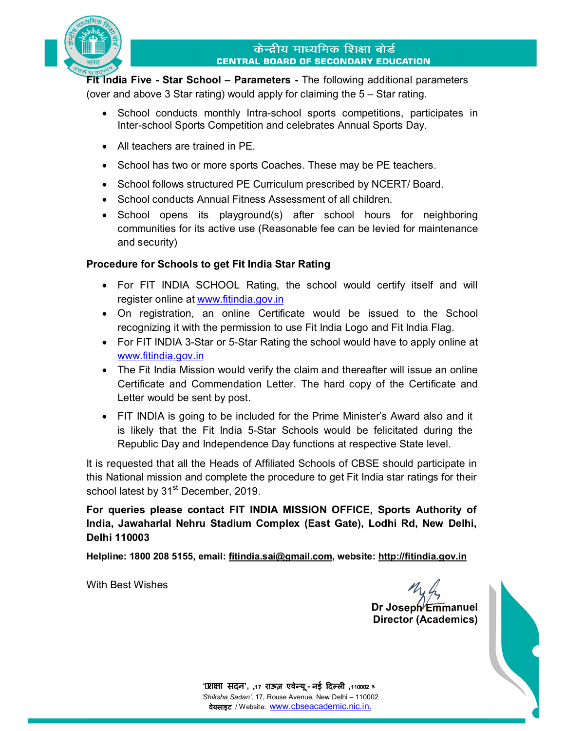**Fit India Five - Star School – Parameters -** The following additional parameters (over and above 3 Star rating) would apply for claiming the 5 – Star rating.

- School conducts monthly Intra-school sports competitions, participates in Inter-school Sports Competition and celebrates Annual Sports Day.
- All teachers are trained in PE.
- School has two or more sports Coaches. These may be PE teachers.
- School follows structured PE Curriculum prescribed by NCERT/ Board.
- School conducts Annual Fitness Assessment of all children.
- School opens its playground(s) after school hours for neighboring communities for its active use (Reasonable fee can be levied for maintenance and security)

**Procedure for Schools to get Fit India Star Rating**

- For FIT INDIA SCHOOL Rating, the school would certify itself and will register online at www.fitindia.gov.in
- On registration, an online Certificate would be issued to the School recognizing it with the permission to use Fit India Logo and Fit India Flag.
- For FIT INDIA 3-Star or 5-Star Rating the school would have to apply online at www.fitindia.gov.in
- The Fit India Mission would verify the claim and thereafter will issue an online Certificate and Commendation Letter. The hard copy of the Certificate and Letter would be sent by post.
- FIT INDIA is going to be included for the Prime Minister's Award also and it is likely that the Fit India 5-Star Schools would be felicitated during the Republic Day and Independence Day functions at respective State level.

It is requested that all the Heads of Affiliated Schools of CBSE should participate in this National mission and complete the procedure to get Fit India star ratings for their school latest by 31st December, 2019.

**For queries please contact FIT INDIA MISSION OFFICE, Sports Authority of India, Jawaharlal Nehru Stadium Complex (East Gate), Lodhi Rd, New Delhi, Delhi 110003**

**Helpline: 1800 208 5155, email: fitindia.sai@gmail.com, website: http://fitindia.gov.in**

With Best Wishes

**Dr Joseph Emmanuel**
**Director (Academics)**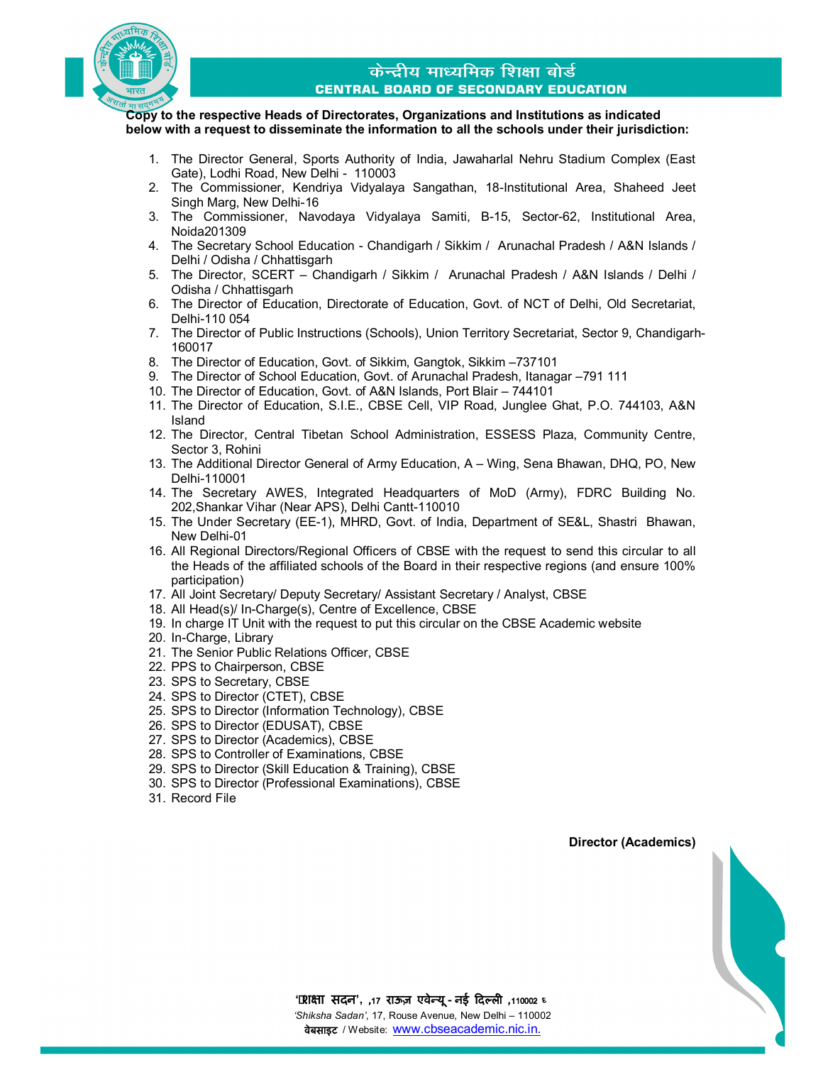**Copy to the respective Heads of Directorates, Organizations and Institutions as indicated below with a request to disseminate the information to all the schools under their jurisdiction:**

1. The Director General, Sports Authority of India, Jawaharlal Nehru Stadium Complex (East Gate), Lodhi Road, New Delhi - 110003
2. The Commissioner, Kendriya Vidyalaya Sangathan, 18-Institutional Area, Shaheed Jeet Singh Marg, New Delhi-16
3. The Commissioner, Navodaya Vidyalaya Samiti, B-15, Sector-62, Institutional Area, Noida201309
4. The Secretary School Education - Chandigarh / Sikkim / Arunachal Pradesh / A&N Islands / Delhi / Odisha / Chhattisgarh
5. The Director, SCERT – Chandigarh / Sikkim / Arunachal Pradesh / A&N Islands / Delhi / Odisha / Chhattisgarh
6. The Director of Education, Directorate of Education, Govt. of NCT of Delhi, Old Secretariat, Delhi-110 054
7. The Director of Public Instructions (Schools), Union Territory Secretariat, Sector 9, Chandigarh-160017
8. The Director of Education, Govt. of Sikkim, Gangtok, Sikkim –737101
9. The Director of School Education, Govt. of Arunachal Pradesh, Itanagar –791 111
10. The Director of Education, Govt. of A&N Islands, Port Blair – 744101
11. The Director of Education, S.I.E., CBSE Cell, VIP Road, Junglee Ghat, P.O. 744103, A&N Island
12. The Director, Central Tibetan School Administration, ESSESS Plaza, Community Centre, Sector 3, Rohini
13. The Additional Director General of Army Education, A – Wing, Sena Bhawan, DHQ, PO, New Delhi-110001
14. The Secretary AWES, Integrated Headquarters of MoD (Army), FDRC Building No. 202,Shankar Vihar (Near APS), Delhi Cantt-110010
15. The Under Secretary (EE-1), MHRD, Govt. of India, Department of SE&L, Shastri Bhawan, New Delhi-01
16. All Regional Directors/Regional Officers of CBSE with the request to send this circular to all the Heads of the affiliated schools of the Board in their respective regions (and ensure 100% participation)
17. All Joint Secretary/ Deputy Secretary/ Assistant Secretary / Analyst, CBSE
18. All Head(s)/ In-Charge(s), Centre of Excellence, CBSE
19. In charge IT Unit with the request to put this circular on the CBSE Academic website
20. In-Charge, Library
21. The Senior Public Relations Officer, CBSE
22. PPS to Chairperson, CBSE
23. SPS to Secretary, CBSE
24. SPS to Director (CTET), CBSE
25. SPS to Director (Information Technology), CBSE
26. SPS to Director (EDUSAT), CBSE
27. SPS to Director (Academics), CBSE
28. SPS to Controller of Examinations, CBSE
29. SPS to Director (Skill Education & Training), CBSE
30. SPS to Director (Professional Examinations), CBSE
31. Record File

**Director (Academics)**